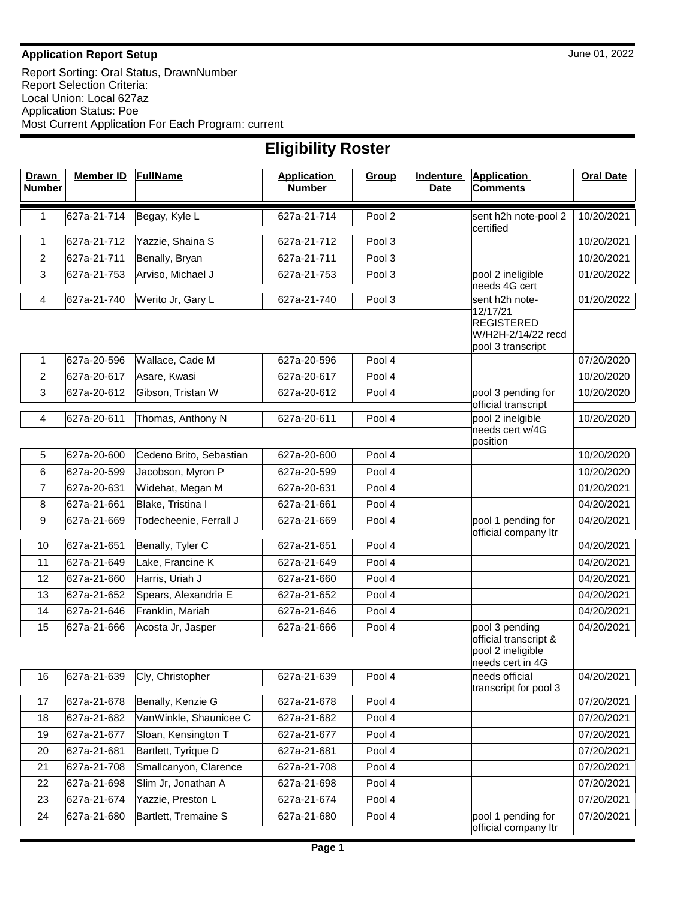**Application Report Setup** June 01, 2022

Report Sorting: Oral Status, DrawnNumber
Report Selection Criteria:
Local Union: Local 627az
Application Status: Poe
Most Current Application For Each Program: current

# Eligibility Roster

| Drawn Number | Member ID | FullName | Application Number | Group | Indenture Date | Application Comments | Oral Date |
|---|---|---|---|---|---|---|---|
| 1 | 627a-21-714 | Begay, Kyle L | 627a-21-714 | Pool 2 | | sent h2h note-pool 2 certified | 10/20/2021 |
| 1 | 627a-21-712 | Yazzie, Shaina S | 627a-21-712 | Pool 3 | | | 10/20/2021 |
| 2 | 627a-21-711 | Benally, Bryan | 627a-21-711 | Pool 3 | | | 10/20/2021 |
| 3 | 627a-21-753 | Arviso, Michael J | 627a-21-753 | Pool 3 | | pool 2 ineligible needs 4G cert | 01/20/2022 |
| 4 | 627a-21-740 | Werito Jr, Gary L | 627a-21-740 | Pool 3 | | sent h2h note-12/17/21 REGISTERED W/H2H-2/14/22 recd pool 3 transcript | 01/20/2022 |
| 1 | 627a-20-596 | Wallace, Cade M | 627a-20-596 | Pool 4 | | | 07/20/2020 |
| 2 | 627a-20-617 | Asare, Kwasi | 627a-20-617 | Pool 4 | | | 10/20/2020 |
| 3 | 627a-20-612 | Gibson, Tristan W | 627a-20-612 | Pool 4 | | pool 3 pending for official transcript | 10/20/2020 |
| 4 | 627a-20-611 | Thomas, Anthony N | 627a-20-611 | Pool 4 | | pool 2 inelgible needs cert w/4G position | 10/20/2020 |
| 5 | 627a-20-600 | Cedeno Brito, Sebastian | 627a-20-600 | Pool 4 | | | 10/20/2020 |
| 6 | 627a-20-599 | Jacobson, Myron P | 627a-20-599 | Pool 4 | | | 10/20/2020 |
| 7 | 627a-20-631 | Widehat, Megan M | 627a-20-631 | Pool 4 | | | 01/20/2021 |
| 8 | 627a-21-661 | Blake, Tristina I | 627a-21-661 | Pool 4 | | | 04/20/2021 |
| 9 | 627a-21-669 | Todecheenie, Ferrall J | 627a-21-669 | Pool 4 | | pool 1 pending for official company ltr | 04/20/2021 |
| 10 | 627a-21-651 | Benally, Tyler C | 627a-21-651 | Pool 4 | | | 04/20/2021 |
| 11 | 627a-21-649 | Lake, Francine K | 627a-21-649 | Pool 4 | | | 04/20/2021 |
| 12 | 627a-21-660 | Harris, Uriah J | 627a-21-660 | Pool 4 | | | 04/20/2021 |
| 13 | 627a-21-652 | Spears, Alexandria E | 627a-21-652 | Pool 4 | | | 04/20/2021 |
| 14 | 627a-21-646 | Franklin, Mariah | 627a-21-646 | Pool 4 | | | 04/20/2021 |
| 15 | 627a-21-666 | Acosta Jr, Jasper | 627a-21-666 | Pool 4 | | pool 3 pending official transcript & pool 2 ineligible needs cert in 4G | 04/20/2021 |
| 16 | 627a-21-639 | Cly, Christopher | 627a-21-639 | Pool 4 | | needs official transcript for pool 3 | 04/20/2021 |
| 17 | 627a-21-678 | Benally, Kenzie G | 627a-21-678 | Pool 4 | | | 07/20/2021 |
| 18 | 627a-21-682 | VanWinkle, Shaunicee C | 627a-21-682 | Pool 4 | | | 07/20/2021 |
| 19 | 627a-21-677 | Sloan, Kensington T | 627a-21-677 | Pool 4 | | | 07/20/2021 |
| 20 | 627a-21-681 | Bartlett, Tyrique D | 627a-21-681 | Pool 4 | | | 07/20/2021 |
| 21 | 627a-21-708 | Smallcanyon, Clarence | 627a-21-708 | Pool 4 | | | 07/20/2021 |
| 22 | 627a-21-698 | Slim Jr, Jonathan A | 627a-21-698 | Pool 4 | | | 07/20/2021 |
| 23 | 627a-21-674 | Yazzie, Preston L | 627a-21-674 | Pool 4 | | | 07/20/2021 |
| 24 | 627a-21-680 | Bartlett, Tremaine S | 627a-21-680 | Pool 4 | | pool 1 pending for official company ltr | 07/20/2021 |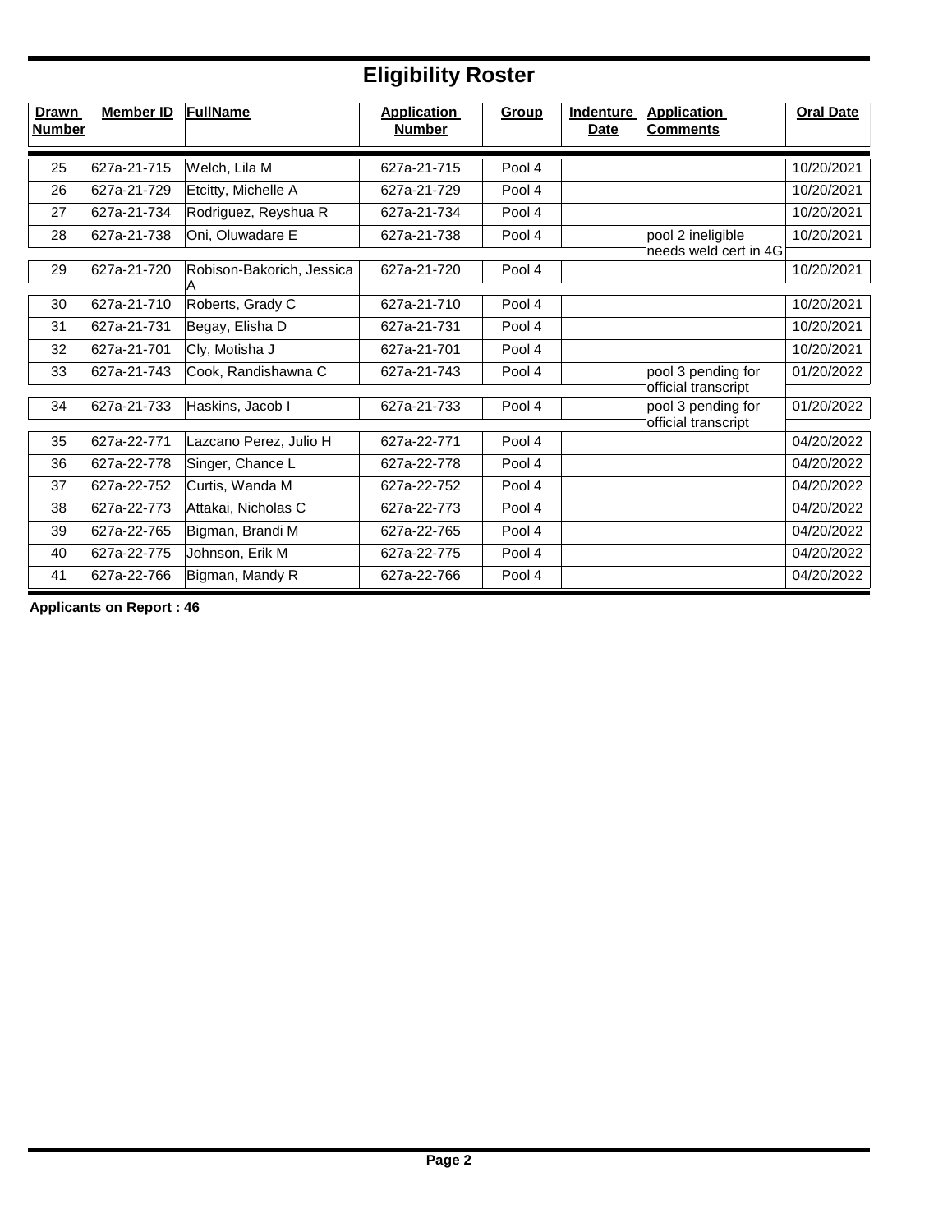# Eligibility Roster

| Drawn Number | Member ID | FullName | Application Number | Group | Indenture Date | Application Comments | Oral Date |
|---|---|---|---|---|---|---|---|
| 25 | 627a-21-715 | Welch, Lila M | 627a-21-715 | Pool 4 | | | 10/20/2021 |
| 26 | 627a-21-729 | Etcitty, Michelle A | 627a-21-729 | Pool 4 | | | 10/20/2021 |
| 27 | 627a-21-734 | Rodriguez, Reyshua R | 627a-21-734 | Pool 4 | | | 10/20/2021 |
| 28 | 627a-21-738 | Oni, Oluwadare E | 627a-21-738 | Pool 4 | | pool 2 ineligible needs weld cert in 4G | 10/20/2021 |
| 29 | 627a-21-720 | Robison-Bakorich, Jessica A | 627a-21-720 | Pool 4 | | | 10/20/2021 |
| 30 | 627a-21-710 | Roberts, Grady C | 627a-21-710 | Pool 4 | | | 10/20/2021 |
| 31 | 627a-21-731 | Begay, Elisha D | 627a-21-731 | Pool 4 | | | 10/20/2021 |
| 32 | 627a-21-701 | Cly, Motisha J | 627a-21-701 | Pool 4 | | | 10/20/2021 |
| 33 | 627a-21-743 | Cook, Randishawna C | 627a-21-743 | Pool 4 | | pool 3 pending for official transcript | 01/20/2022 |
| 34 | 627a-21-733 | Haskins, Jacob I | 627a-21-733 | Pool 4 | | pool 3 pending for official transcript | 01/20/2022 |
| 35 | 627a-22-771 | Lazcano Perez, Julio H | 627a-22-771 | Pool 4 | | | 04/20/2022 |
| 36 | 627a-22-778 | Singer, Chance L | 627a-22-778 | Pool 4 | | | 04/20/2022 |
| 37 | 627a-22-752 | Curtis, Wanda M | 627a-22-752 | Pool 4 | | | 04/20/2022 |
| 38 | 627a-22-773 | Attakai, Nicholas C | 627a-22-773 | Pool 4 | | | 04/20/2022 |
| 39 | 627a-22-765 | Bigman, Brandi M | 627a-22-765 | Pool 4 | | | 04/20/2022 |
| 40 | 627a-22-775 | Johnson, Erik M | 627a-22-775 | Pool 4 | | | 04/20/2022 |
| 41 | 627a-22-766 | Bigman, Mandy R | 627a-22-766 | Pool 4 | | | 04/20/2022 |

**Applicants on Report : 46**